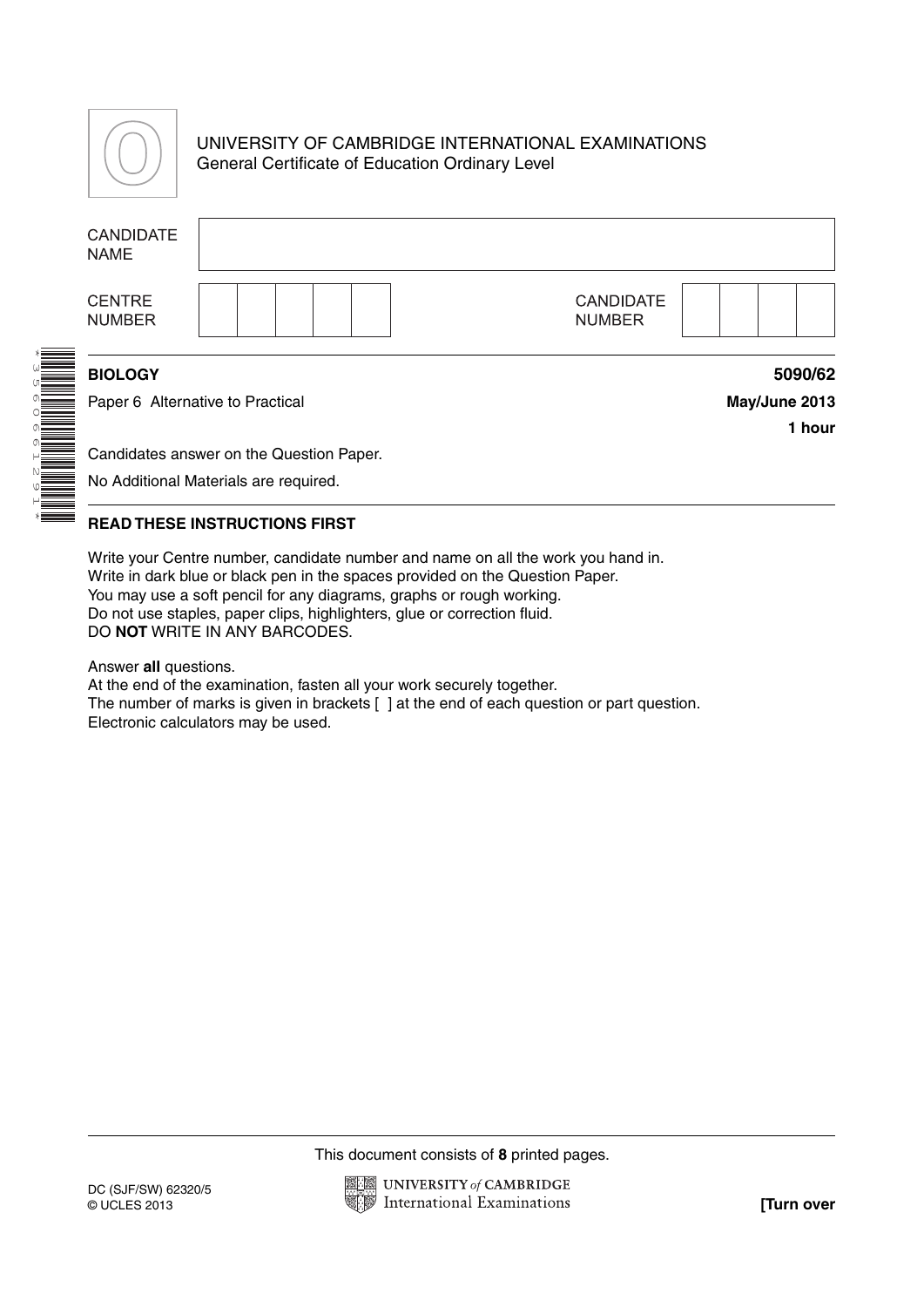UNIVERSITY OF CAMBRIDGE INTERNATIONAL EXAMINATIONS
General Certificate of Education Ordinary Level

| CANDIDATE NAME | |
|---|---|

| CENTRE NUMBER | | | | | | CANDIDATE NUMBER | | | | |
|---|---|---|---|---|---|---|---|---|---|---|

**BIOLOGY** **5090/62**

Paper 6 Alternative to Practical **May/June 2013**

**1 hour**

Candidates answer on the Question Paper.

No Additional Materials are required.

**READ THESE INSTRUCTIONS FIRST**

Write your Centre number, candidate number and name on all the work you hand in.
Write in dark blue or black pen in the spaces provided on the Question Paper.
You may use a soft pencil for any diagrams, graphs or rough working.
Do not use staples, paper clips, highlighters, glue or correction fluid.
DO **NOT** WRITE IN ANY BARCODES.

Answer **all** questions.
At the end of the examination, fasten all your work securely together.
The number of marks is given in brackets [ ] at the end of each question or part question.
Electronic calculators may be used.

This document consists of **8** printed pages.

DC (SJF/SW) 62320/5
© UCLES 2013

**[Turn over**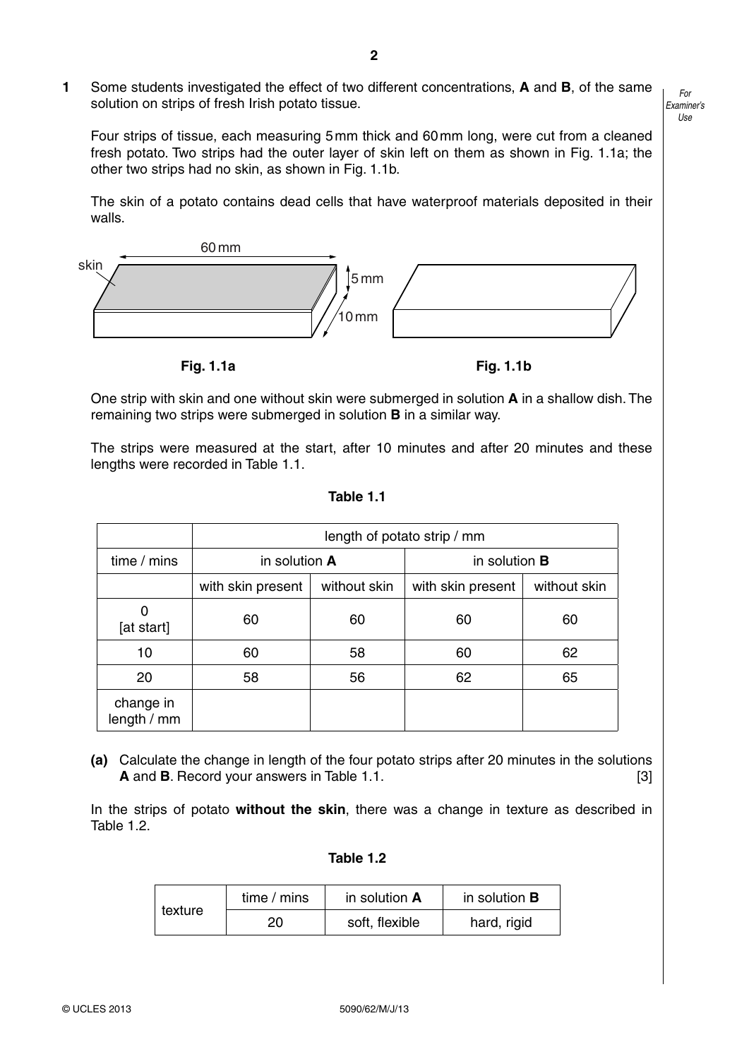**1** Some students investigated the effect of two different concentrations, **A** and **B**, of the same solution on strips of fresh Irish potato tissue.

Four strips of tissue, each measuring 5 mm thick and 60 mm long, were cut from a cleaned fresh potato. Two strips had the outer layer of skin left on them as shown in Fig. 1.1a; the other two strips had no skin, as shown in Fig. 1.1b.

The skin of a potato contains dead cells that have waterproof materials deposited in their walls.

**Fig. 1.1a** **Fig. 1.1b**

One strip with skin and one without skin were submerged in solution **A** in a shallow dish. The remaining two strips were submerged in solution **B** in a similar way.

The strips were measured at the start, after 10 minutes and after 20 minutes and these lengths were recorded in Table 1.1.

**Table 1.1**

| | length of potato strip / mm | | | |
|---|---|---|---|---|
| time / mins | in solution **A** | | in solution **B** | |
| | with skin present | without skin | with skin present | without skin |
| 0 [at start] | 60 | 60 | 60 | 60 |
| 10 | 60 | 58 | 60 | 62 |
| 20 | 58 | 56 | 62 | 65 |
| change in length / mm | | | | |

**(a)** Calculate the change in length of the four potato strips after 20 minutes in the solutions **A** and **B**. Record your answers in Table 1.1. [3]

In the strips of potato **without the skin**, there was a change in texture as described in Table 1.2.

**Table 1.2**

| texture | time / mins | in solution **A** | in solution **B** |
|---|---|---|---|
| | 20 | soft, flexible | hard, rigid |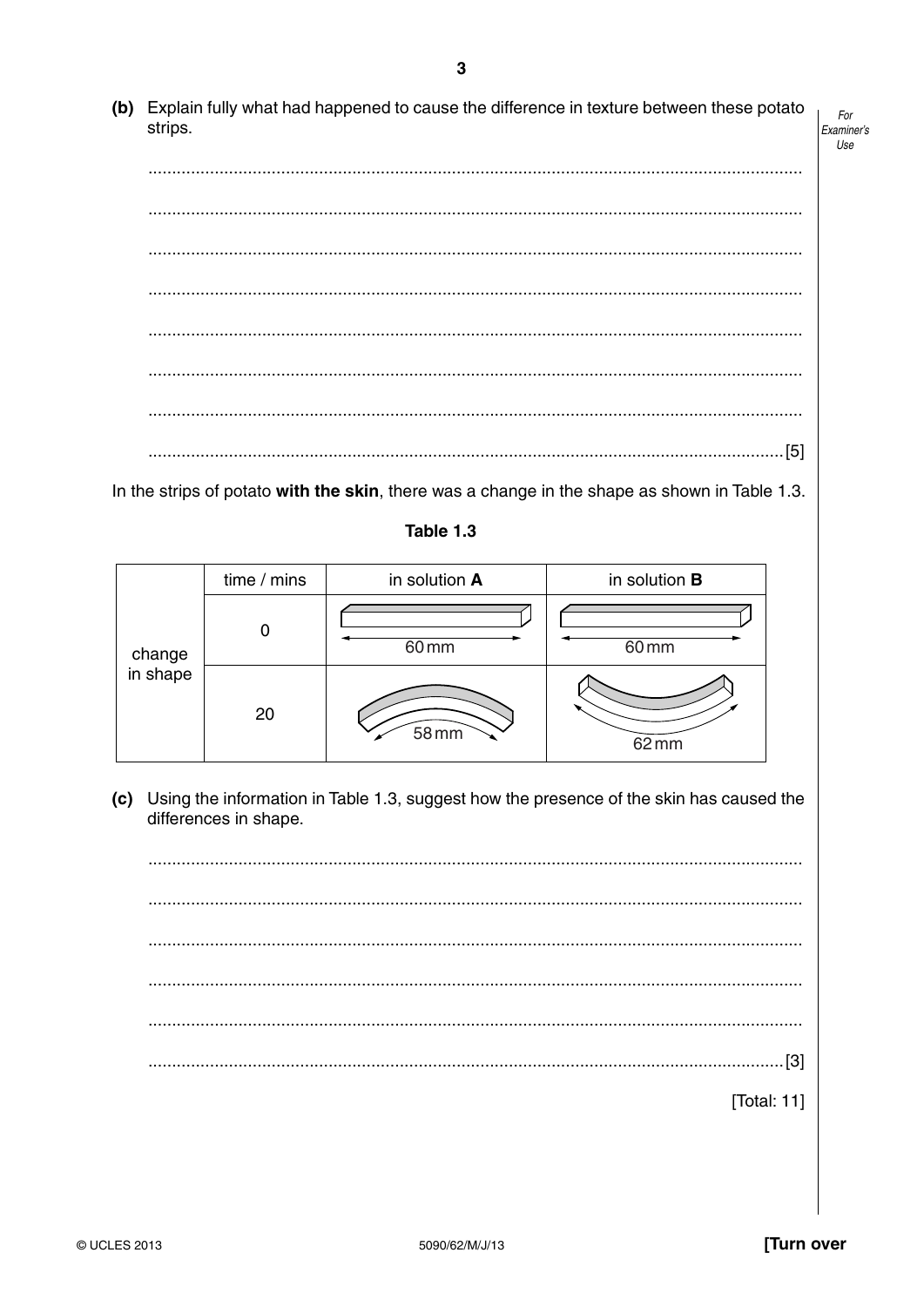**(b)** Explain fully what had happened to cause the difference in texture between these potato strips.

..........................................................................................................................................

..........................................................................................................................................

..........................................................................................................................................

..........................................................................................................................................

..........................................................................................................................................

..........................................................................................................................................

..........................................................................................................................................

....................................................................................................................................... [5]

In the strips of potato **with the skin**, there was a change in the shape as shown in Table 1.3.

**Table 1.3**

| | time / mins | in solution **A** | in solution **B** |
|---|---|---|---|
| change in shape | 0 | 60 mm | 60 mm |
| | 20 | 58 mm | 62 mm |

**(c)** Using the information in Table 1.3, suggest how the presence of the skin has caused the differences in shape.

..........................................................................................................................................

..........................................................................................................................................

..........................................................................................................................................

..........................................................................................................................................

..........................................................................................................................................

....................................................................................................................................... [3]

[Total: 11]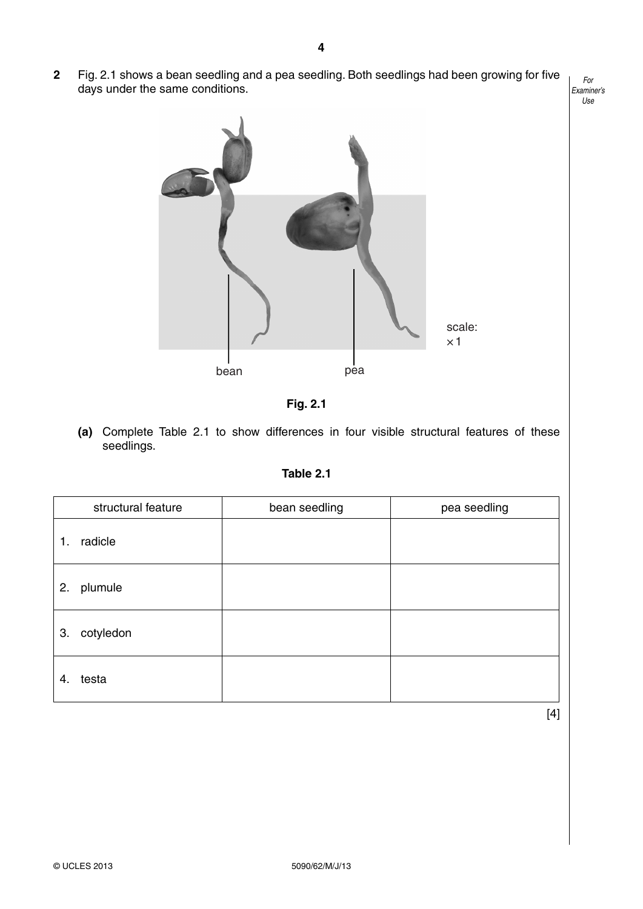**2** Fig. 2.1 shows a bean seedling and a pea seedling. Both seedlings had been growing for five days under the same conditions.

scale: ×1

bean　　　pea

**Fig. 2.1**

**(a)** Complete Table 2.1 to show differences in four visible structural features of these seedlings.

**Table 2.1**

| structural feature | bean seedling | pea seedling |
|---|---|---|
| 1. radicle | | |
| 2. plumule | | |
| 3. cotyledon | | |
| 4. testa | | |

[4]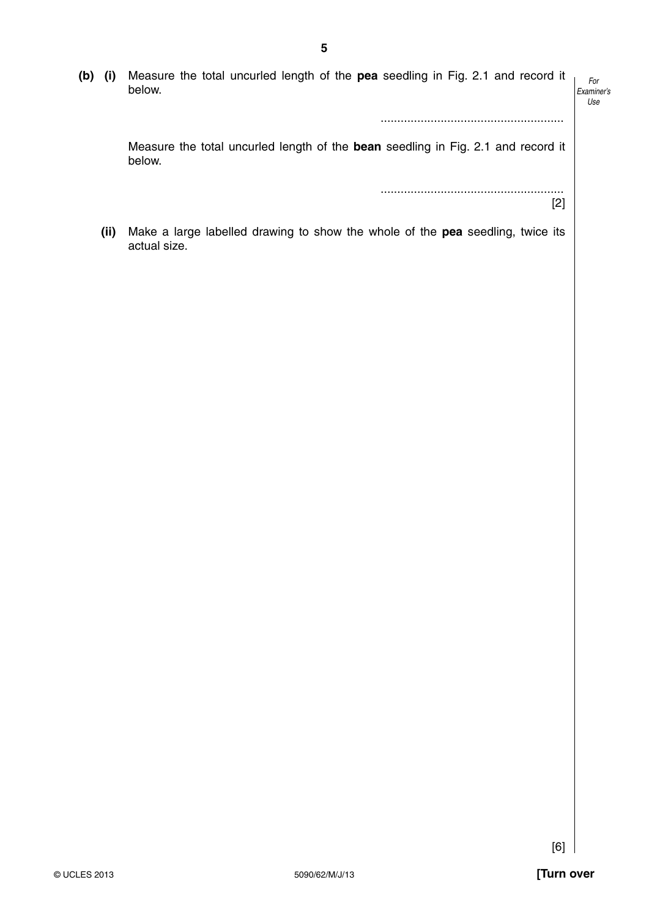(b) (i) Measure the total uncurled length of the **pea** seedling in Fig. 2.1 and record it below.

.......................................................

Measure the total uncurled length of the **bean** seedling in Fig. 2.1 and record it below.

.......................................................

[2]

(ii) Make a large labelled drawing to show the whole of the **pea** seedling, twice its actual size.

[6]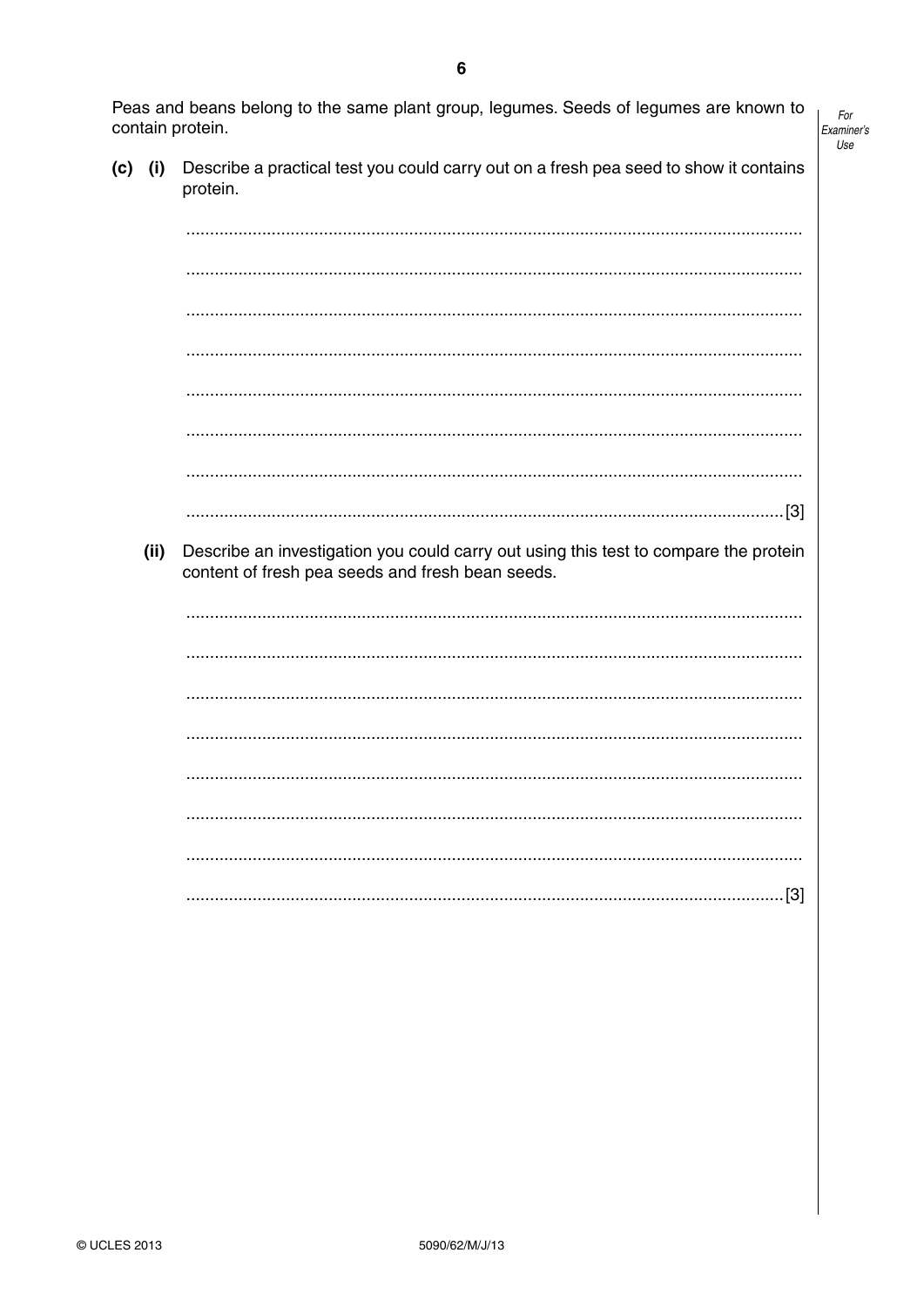Peas and beans belong to the same plant group, legumes. Seeds of legumes are known to contain protein.

**(c) (i)** Describe a practical test you could carry out on a fresh pea seed to show it contains protein.

....................................................................................................................................

....................................................................................................................................

....................................................................................................................................

....................................................................................................................................

....................................................................................................................................

....................................................................................................................................

....................................................................................................................................

.............................................................................................................................. [3]

**(ii)** Describe an investigation you could carry out using this test to compare the protein content of fresh pea seeds and fresh bean seeds.

....................................................................................................................................

....................................................................................................................................

....................................................................................................................................

....................................................................................................................................

....................................................................................................................................

....................................................................................................................................

....................................................................................................................................

.............................................................................................................................. [3]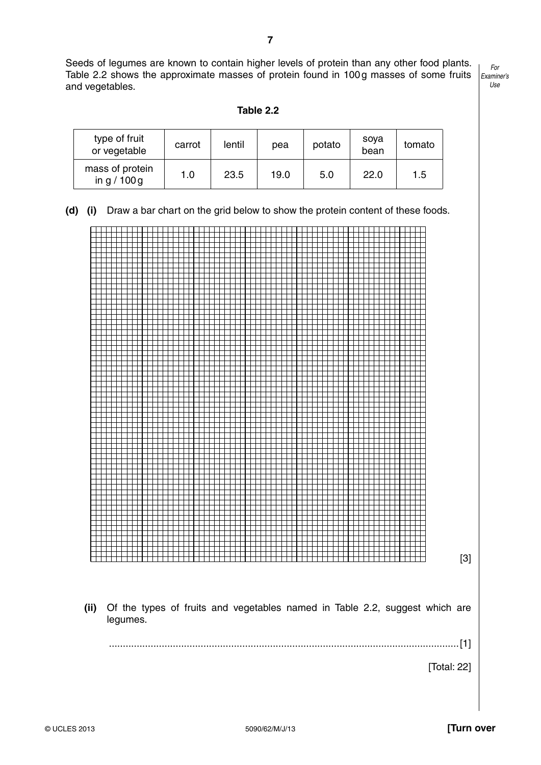Seeds of legumes are known to contain higher levels of protein than any other food plants. Table 2.2 shows the approximate masses of protein found in 100 g masses of some fruits and vegetables.

**Table 2.2**

| type of fruit or vegetable | carrot | lentil | pea | potato | soya bean | tomato |
|---|---|---|---|---|---|---|
| mass of protein in g / 100 g | 1.0 | 23.5 | 19.0 | 5.0 | 22.0 | 1.5 |

**(d) (i)** Draw a bar chart on the grid below to show the protein content of these foods.

[3]

**(ii)** Of the types of fruits and vegetables named in Table 2.2, suggest which are legumes.

.............................................................................................................................[1]

[Total: 22]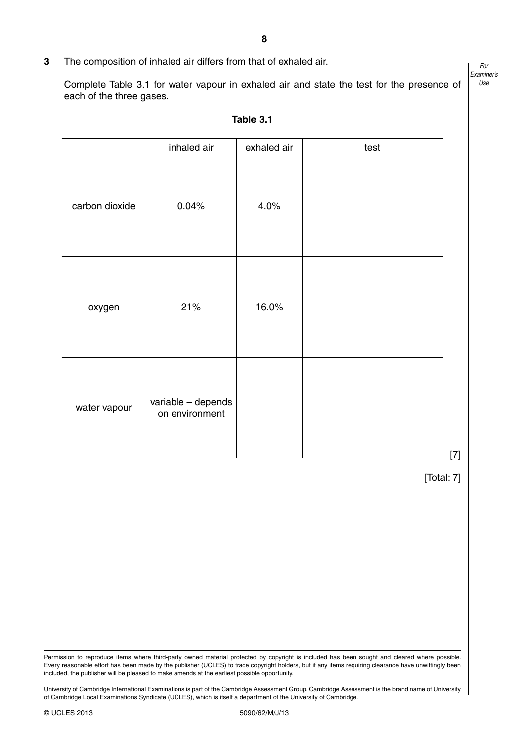**3** The composition of inhaled air differs from that of exhaled air.

Complete Table 3.1 for water vapour in exhaled air and state the test for the presence of each of the three gases.

**Table 3.1**

| | inhaled air | exhaled air | test |
|---|---|---|---|
| carbon dioxide | 0.04% | 4.0% | |
| oxygen | 21% | 16.0% | |
| water vapour | variable – depends on environment | | |

[7]

[Total: 7]

Permission to reproduce items where third-party owned material protected by copyright is included has been sought and cleared where possible. Every reasonable effort has been made by the publisher (UCLES) to trace copyright holders, but if any items requiring clearance have unwittingly been included, the publisher will be pleased to make amends at the earliest possible opportunity.

University of Cambridge International Examinations is part of the Cambridge Assessment Group. Cambridge Assessment is the brand name of University of Cambridge Local Examinations Syndicate (UCLES), which is itself a department of the University of Cambridge.